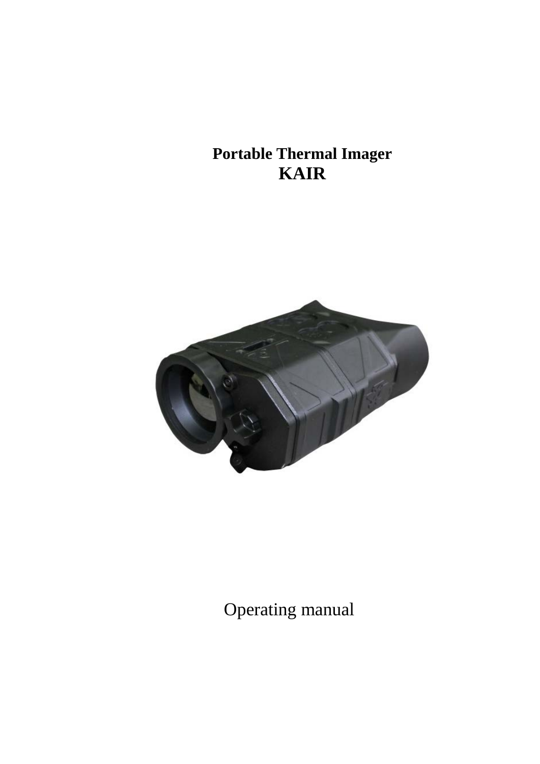# Portable Thermal Imager
# KAIR

Operating manual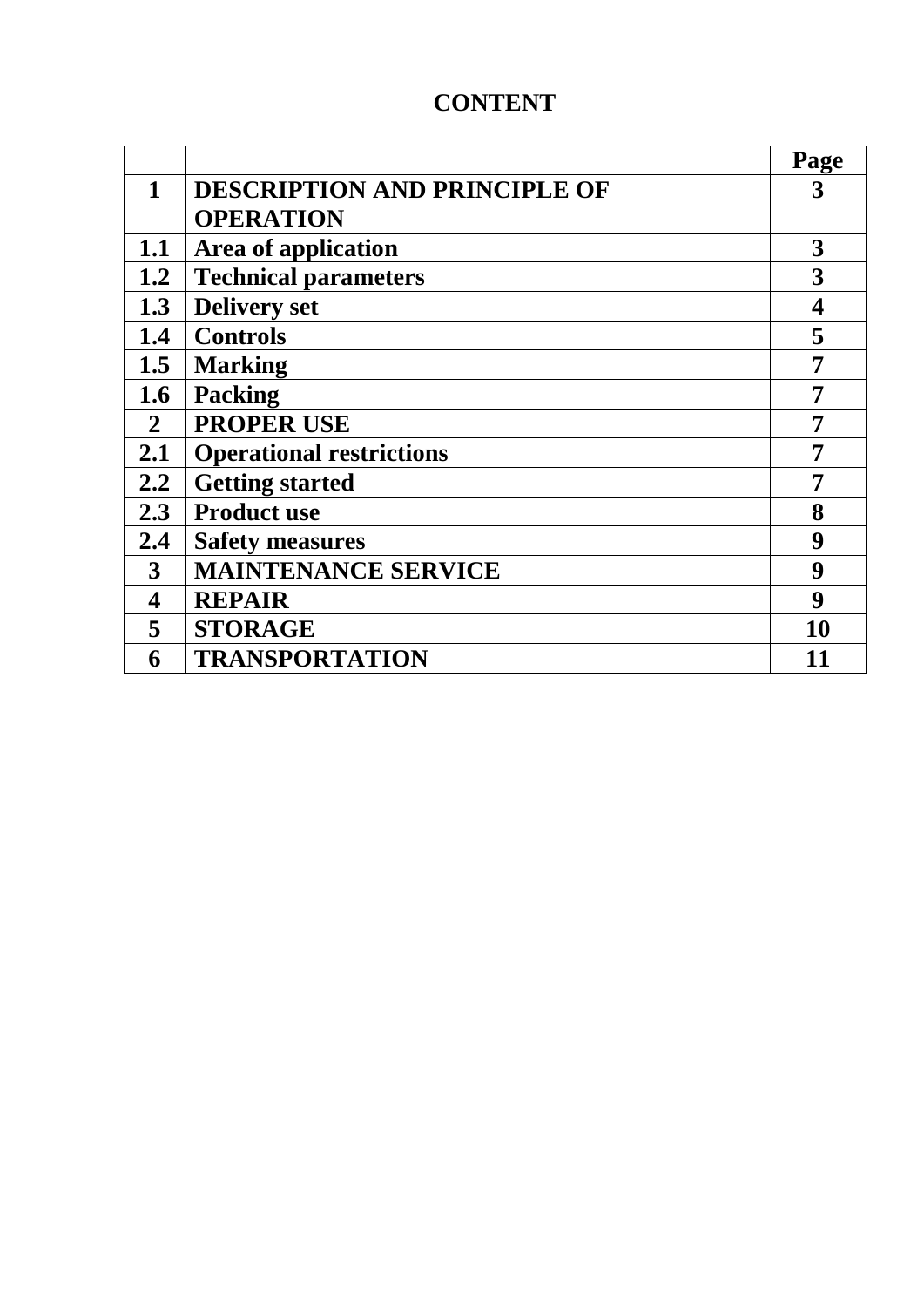# CONTENT

| | | Page |
|---|---|---|
| **1** | **DESCRIPTION AND PRINCIPLE OF OPERATION** | **3** |
| **1.1** | **Area of application** | **3** |
| **1.2** | **Technical parameters** | **3** |
| **1.3** | **Delivery set** | **4** |
| **1.4** | **Controls** | **5** |
| **1.5** | **Marking** | **7** |
| **1.6** | **Packing** | **7** |
| **2** | **PROPER USE** | **7** |
| **2.1** | **Operational restrictions** | **7** |
| **2.2** | **Getting started** | **7** |
| **2.3** | **Product use** | **8** |
| **2.4** | **Safety measures** | **9** |
| **3** | **MAINTENANCE SERVICE** | **9** |
| **4** | **REPAIR** | **9** |
| **5** | **STORAGE** | **10** |
| **6** | **TRANSPORTATION** | **11** |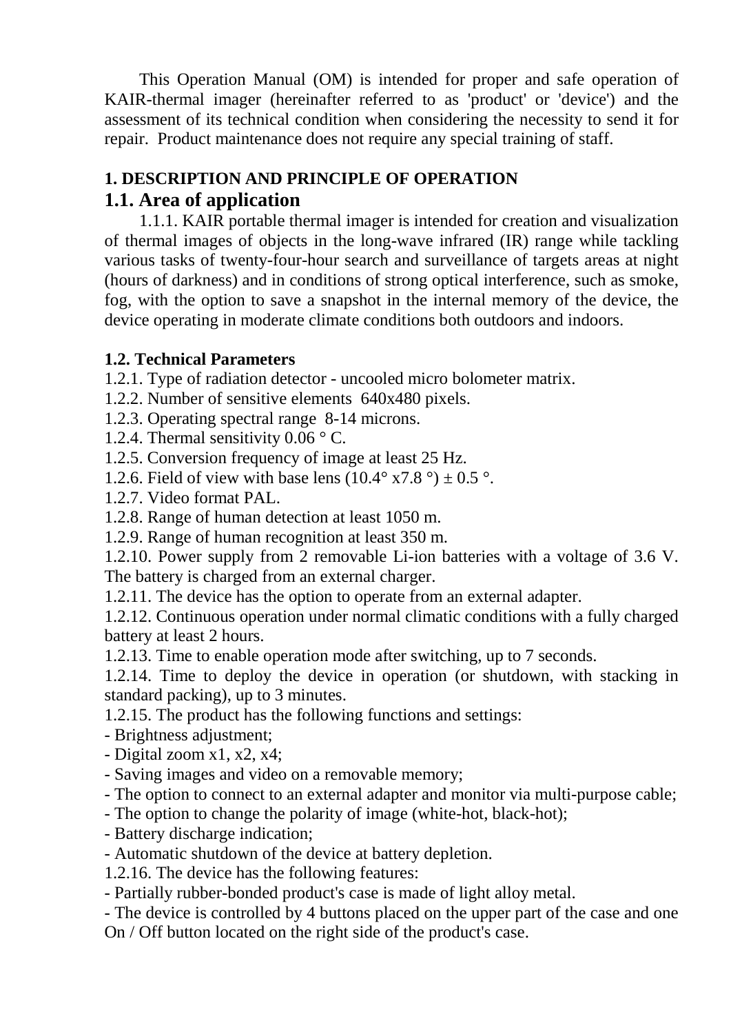This Operation Manual (OM) is intended for proper and safe operation of KAIR-thermal imager (hereinafter referred to as 'product' or 'device') and the assessment of its technical condition when considering the necessity to send it for repair. Product maintenance does not require any special training of staff.

**1. DESCRIPTION AND PRINCIPLE OF OPERATION**

## 1.1. Area of application

1.1.1. KAIR portable thermal imager is intended for creation and visualization of thermal images of objects in the long-wave infrared (IR) range while tackling various tasks of twenty-four-hour search and surveillance of targets areas at night (hours of darkness) and in conditions of strong optical interference, such as smoke, fog, with the option to save a snapshot in the internal memory of the device, the device operating in moderate climate conditions both outdoors and indoors.

**1.2. Technical Parameters**

1.2.1. Type of radiation detector - uncooled micro bolometer matrix.
1.2.2. Number of sensitive elements 640x480 pixels.
1.2.3. Operating spectral range 8-14 microns.
1.2.4. Thermal sensitivity 0.06 ° C.
1.2.5. Conversion frequency of image at least 25 Hz.
1.2.6. Field of view with base lens (10.4° x7.8 °) ± 0.5 °.
1.2.7. Video format PAL.
1.2.8. Range of human detection at least 1050 m.
1.2.9. Range of human recognition at least 350 m.
1.2.10. Power supply from 2 removable Li-ion batteries with a voltage of 3.6 V. The battery is charged from an external charger.
1.2.11. The device has the option to operate from an external adapter.
1.2.12. Continuous operation under normal climatic conditions with a fully charged battery at least 2 hours.
1.2.13. Time to enable operation mode after switching, up to 7 seconds.
1.2.14. Time to deploy the device in operation (or shutdown, with stacking in standard packing), up to 3 minutes.
1.2.15. The product has the following functions and settings:

- Brightness adjustment;
- Digital zoom x1, x2, x4;
- Saving images and video on a removable memory;
- The option to connect to an external adapter and monitor via multi-purpose cable;
- The option to change the polarity of image (white-hot, black-hot);
- Battery discharge indication;
- Automatic shutdown of the device at battery depletion.

1.2.16. The device has the following features:

- Partially rubber-bonded product's case is made of light alloy metal.
- The device is controlled by 4 buttons placed on the upper part of the case and one On / Off button located on the right side of the product's case.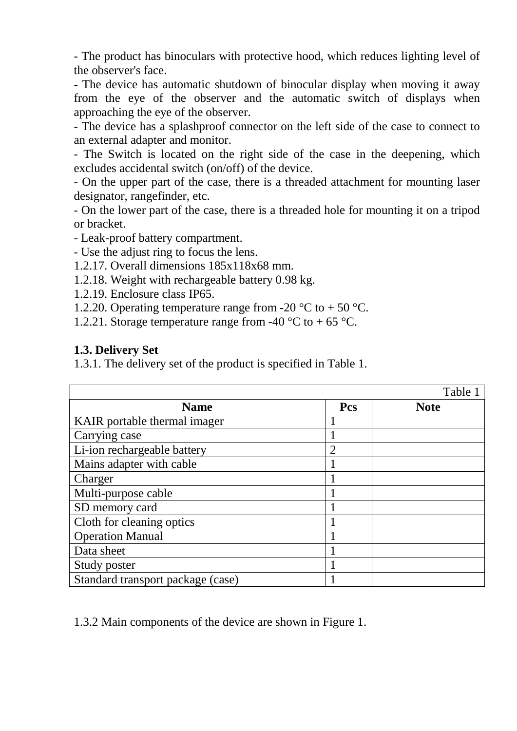- The product has binoculars with protective hood, which reduces lighting level of the observer's face.
- The device has automatic shutdown of binocular display when moving it away from the eye of the observer and the automatic switch of displays when approaching the eye of the observer.
- The device has a splashproof connector on the left side of the case to connect to an external adapter and monitor.
- The Switch is located on the right side of the case in the deepening, which excludes accidental switch (on/off) of the device.
- On the upper part of the case, there is a threaded attachment for mounting laser designator, rangefinder, etc.
- On the lower part of the case, there is a threaded hole for mounting it on a tripod or bracket.
- Leak-proof battery compartment.
- Use the adjust ring to focus the lens.

1.2.17. Overall dimensions 185x118x68 mm.

1.2.18. Weight with rechargeable battery 0.98 kg.

1.2.19. Enclosure class IP65.

1.2.20. Operating temperature range from -20 °C to + 50 °C.

1.2.21. Storage temperature range from -40 °C to + 65 °C.

**1.3. Delivery Set**

1.3.1. The delivery set of the product is specified in Table 1.

Table 1

| Name | Pcs | Note |
|---|---|---|
| KAIR portable thermal imager | 1 | |
| Carrying case | 1 | |
| Li-ion rechargeable battery | 2 | |
| Mains adapter with cable | 1 | |
| Charger | 1 | |
| Multi-purpose cable | 1 | |
| SD memory card | 1 | |
| Cloth for cleaning optics | 1 | |
| Operation Manual | 1 | |
| Data sheet | 1 | |
| Study poster | 1 | |
| Standard transport package (case) | 1 | |

1.3.2 Main components of the device are shown in Figure 1.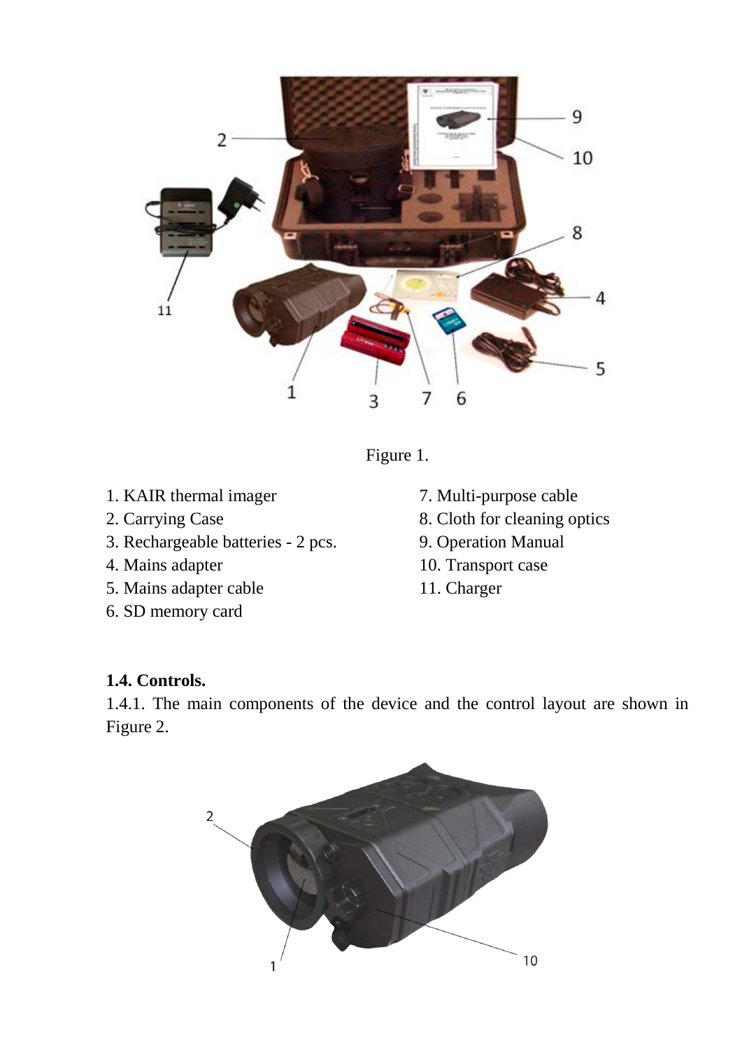Figure 1.

1. KAIR thermal imager
2. Carrying Case
3. Rechargeable batteries - 2 pcs.
4. Mains adapter
5. Mains adapter cable
6. SD memory card
7. Multi-purpose cable
8. Cloth for cleaning optics
9. Operation Manual
10. Transport case
11. Charger

**1.4. Controls.**

1.4.1. The main components of the device and the control layout are shown in Figure 2.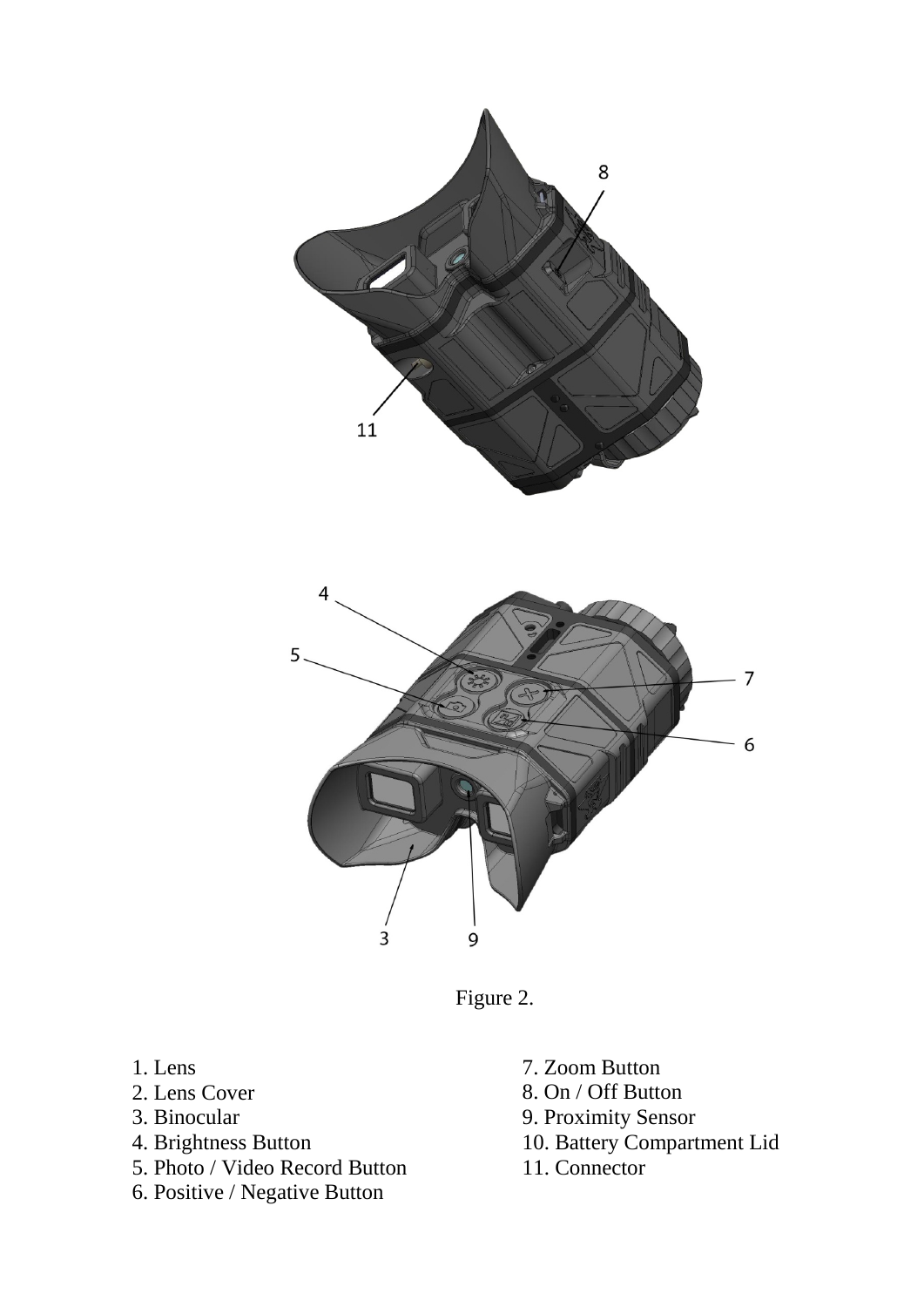Figure 2.

1. Lens
2. Lens Cover
3. Binocular
4. Brightness Button
5. Photo / Video Record Button
6. Positive / Negative Button
7. Zoom Button
8. On / Off Button
9. Proximity Sensor
10. Battery Compartment Lid
11. Connector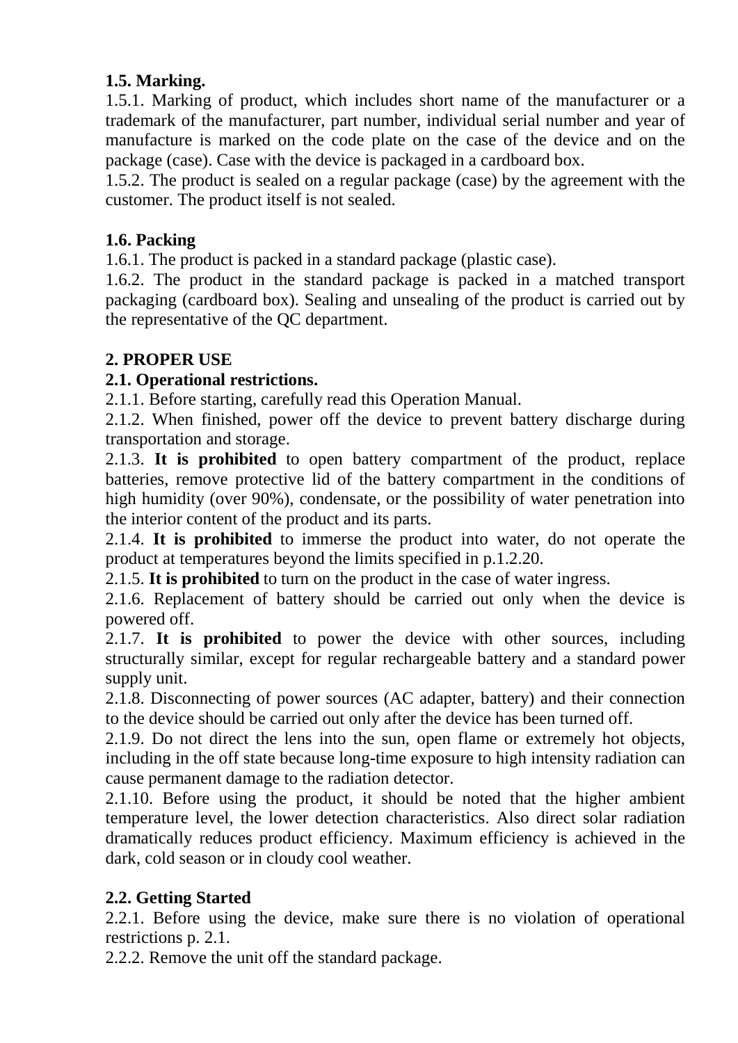**1.5. Marking.**

1.5.1. Marking of product, which includes short name of the manufacturer or a trademark of the manufacturer, part number, individual serial number and year of manufacture is marked on the code plate on the case of the device and on the package (case). Case with the device is packaged in a cardboard box.

1.5.2. The product is sealed on a regular package (case) by the agreement with the customer. The product itself is not sealed.

**1.6. Packing**

1.6.1. The product is packed in a standard package (plastic case).

1.6.2. The product in the standard package is packed in a matched transport packaging (cardboard box). Sealing and unsealing of the product is carried out by the representative of the QC department.

**2. PROPER USE**

**2.1. Operational restrictions.**

2.1.1. Before starting, carefully read this Operation Manual.

2.1.2. When finished, power off the device to prevent battery discharge during transportation and storage.

2.1.3. **It is prohibited** to open battery compartment of the product, replace batteries, remove protective lid of the battery compartment in the conditions of high humidity (over 90%), condensate, or the possibility of water penetration into the interior content of the product and its parts.

2.1.4. **It is prohibited** to immerse the product into water, do not operate the product at temperatures beyond the limits specified in p.1.2.20.

2.1.5. **It is prohibited** to turn on the product in the case of water ingress.

2.1.6. Replacement of battery should be carried out only when the device is powered off.

2.1.7. **It is prohibited** to power the device with other sources, including structurally similar, except for regular rechargeable battery and a standard power supply unit.

2.1.8. Disconnecting of power sources (AC adapter, battery) and their connection to the device should be carried out only after the device has been turned off.

2.1.9. Do not direct the lens into the sun, open flame or extremely hot objects, including in the off state because long-time exposure to high intensity radiation can cause permanent damage to the radiation detector.

2.1.10. Before using the product, it should be noted that the higher ambient temperature level, the lower detection characteristics. Also direct solar radiation dramatically reduces product efficiency. Maximum efficiency is achieved in the dark, cold season or in cloudy cool weather.

**2.2. Getting Started**

2.2.1. Before using the device, make sure there is no violation of operational restrictions p. 2.1.

2.2.2. Remove the unit off the standard package.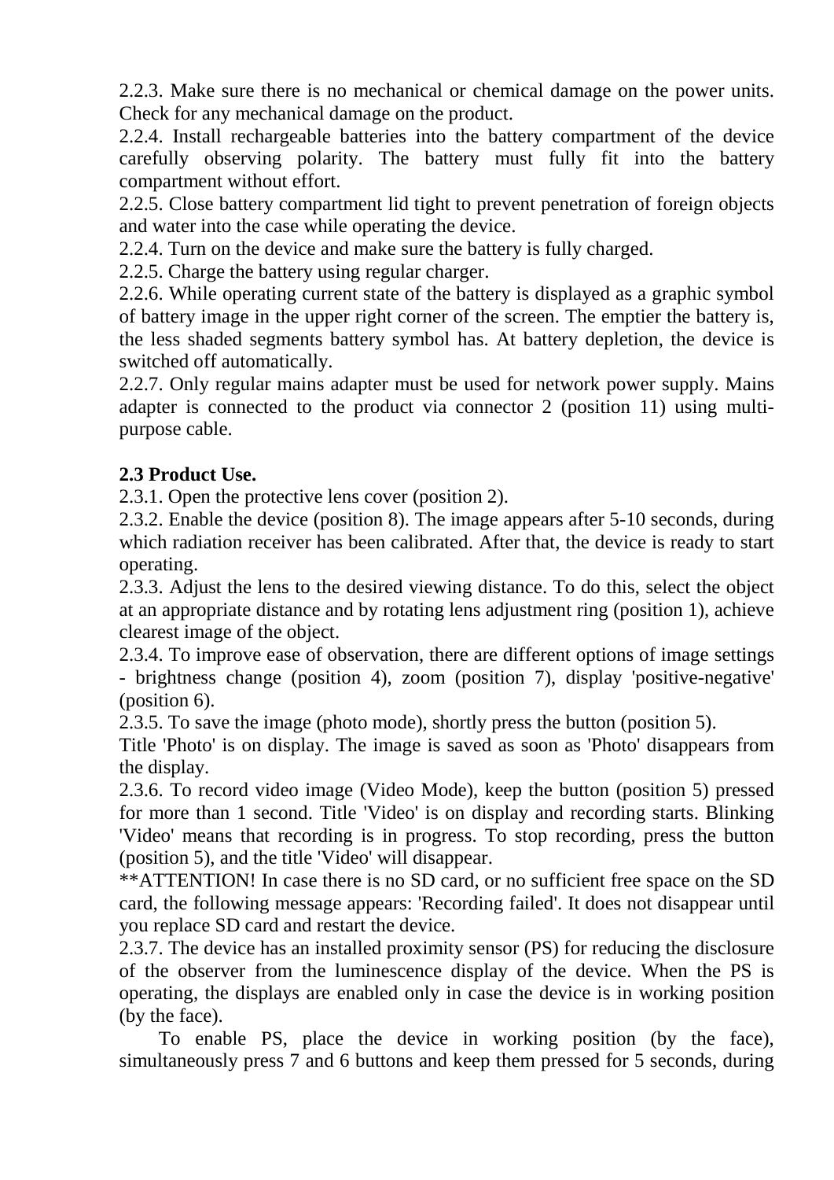2.2.3. Make sure there is no mechanical or chemical damage on the power units. Check for any mechanical damage on the product.

2.2.4. Install rechargeable batteries into the battery compartment of the device carefully observing polarity. The battery must fully fit into the battery compartment without effort.

2.2.5. Close battery compartment lid tight to prevent penetration of foreign objects and water into the case while operating the device.

2.2.4. Turn on the device and make sure the battery is fully charged.

2.2.5. Charge the battery using regular charger.

2.2.6. While operating current state of the battery is displayed as a graphic symbol of battery image in the upper right corner of the screen. The emptier the battery is, the less shaded segments battery symbol has. At battery depletion, the device is switched off automatically.

2.2.7. Only regular mains adapter must be used for network power supply. Mains adapter is connected to the product via connector 2 (position 11) using multi-purpose cable.

**2.3 Product Use.**

2.3.1. Open the protective lens cover (position 2).

2.3.2. Enable the device (position 8). The image appears after 5-10 seconds, during which radiation receiver has been calibrated. After that, the device is ready to start operating.

2.3.3. Adjust the lens to the desired viewing distance. To do this, select the object at an appropriate distance and by rotating lens adjustment ring (position 1), achieve clearest image of the object.

2.3.4. To improve ease of observation, there are different options of image settings - brightness change (position 4), zoom (position 7), display 'positive-negative' (position 6).

2.3.5. To save the image (photo mode), shortly press the button (position 5).

Title 'Photo' is on display. The image is saved as soon as 'Photo' disappears from the display.

2.3.6. To record video image (Video Mode), keep the button (position 5) pressed for more than 1 second. Title 'Video' is on display and recording starts. Blinking 'Video' means that recording is in progress. To stop recording, press the button (position 5), and the title 'Video' will disappear.

**ATTENTION! In case there is no SD card, or no sufficient free space on the SD card, the following message appears: 'Recording failed'. It does not disappear until you replace SD card and restart the device.

2.3.7. The device has an installed proximity sensor (PS) for reducing the disclosure of the observer from the luminescence display of the device. When the PS is operating, the displays are enabled only in case the device is in working position (by the face).

To enable PS, place the device in working position (by the face), simultaneously press 7 and 6 buttons and keep them pressed for 5 seconds, during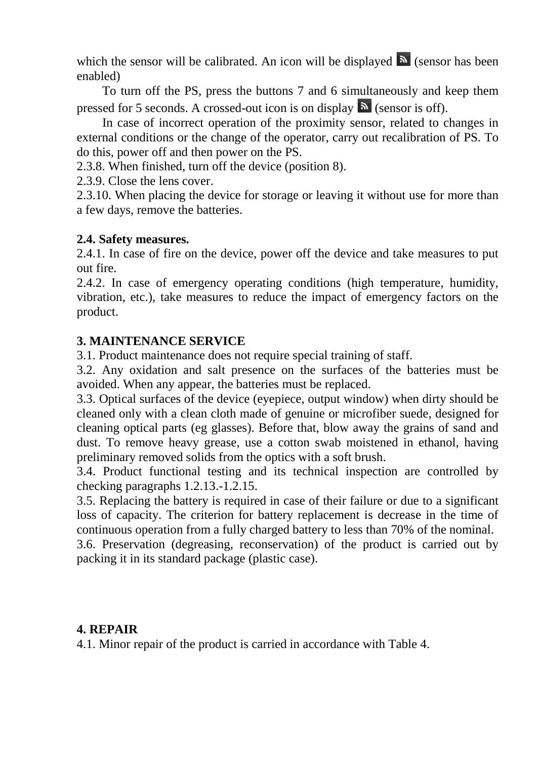which the sensor will be calibrated. An icon will be displayed (sensor has been enabled)

To turn off the PS, press the buttons 7 and 6 simultaneously and keep them pressed for 5 seconds. A crossed-out icon is on display (sensor is off).

In case of incorrect operation of the proximity sensor, related to changes in external conditions or the change of the operator, carry out recalibration of PS. To do this, power off and then power on the PS.

2.3.8. When finished, turn off the device (position 8).

2.3.9. Close the lens cover.

2.3.10. When placing the device for storage or leaving it without use for more than a few days, remove the batteries.

**2.4. Safety measures.**

2.4.1. In case of fire on the device, power off the device and take measures to put out fire.

2.4.2. In case of emergency operating conditions (high temperature, humidity, vibration, etc.), take measures to reduce the impact of emergency factors on the product.

## 3. MAINTENANCE SERVICE

3.1. Product maintenance does not require special training of staff.

3.2. Any oxidation and salt presence on the surfaces of the batteries must be avoided. When any appear, the batteries must be replaced.

3.3. Optical surfaces of the device (eyepiece, output window) when dirty should be cleaned only with a clean cloth made of genuine or microfiber suede, designed for cleaning optical parts (eg glasses). Before that, blow away the grains of sand and dust. To remove heavy grease, use a cotton swab moistened in ethanol, having preliminary removed solids from the optics with a soft brush.

3.4. Product functional testing and its technical inspection are controlled by checking paragraphs 1.2.13.-1.2.15.

3.5. Replacing the battery is required in case of their failure or due to a significant loss of capacity. The criterion for battery replacement is decrease in the time of continuous operation from a fully charged battery to less than 70% of the nominal.

3.6. Preservation (degreasing, reconservation) of the product is carried out by packing it in its standard package (plastic case).

## 4. REPAIR

4.1. Minor repair of the product is carried in accordance with Table 4.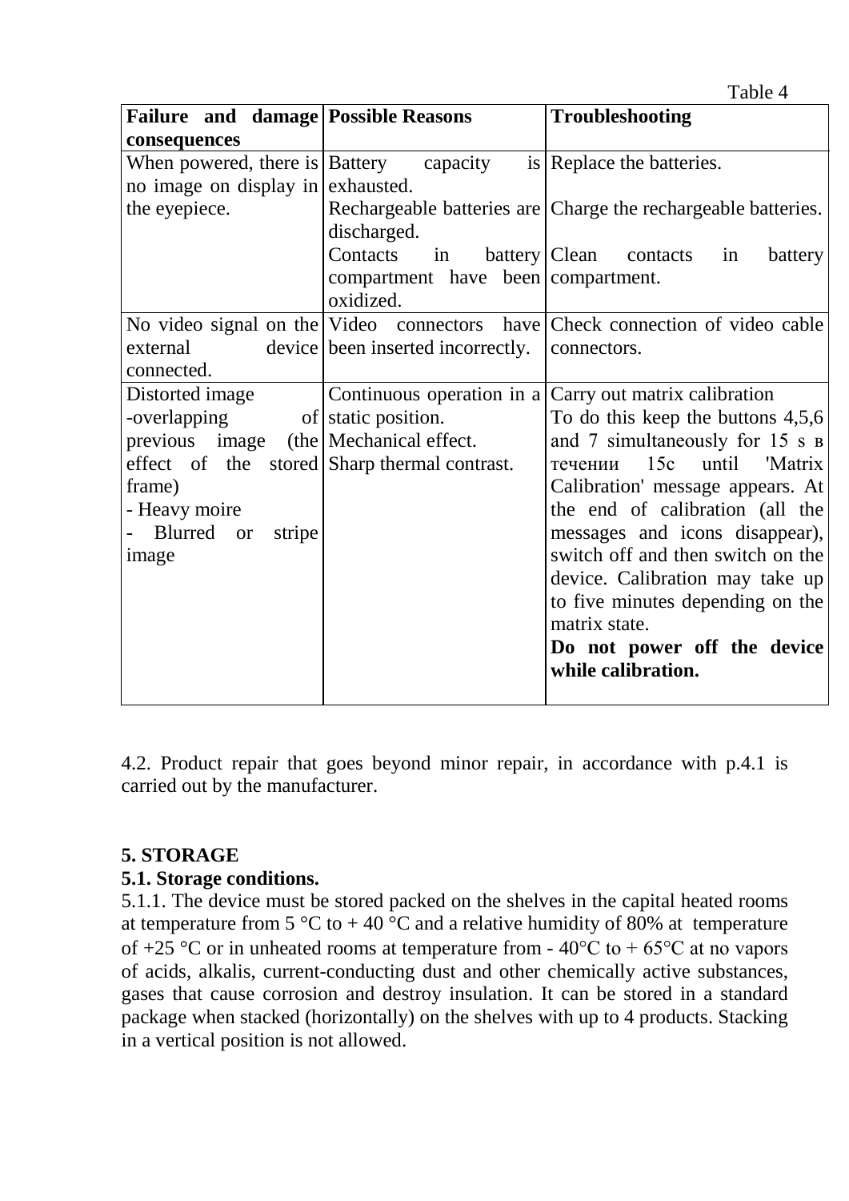Table 4

| Failure and damage consequences | Possible Reasons | Troubleshooting |
|---|---|---|
| When powered, there is no image on display in the eyepiece. | Battery capacity is exhausted.<br>Rechargeable batteries are discharged.<br>Contacts in battery compartment have been oxidized. | Replace the batteries.<br>Charge the rechargeable batteries.<br>Clean contacts in battery compartment. |
| No video signal on the external device connected. | Video connectors have been inserted incorrectly. | Check connection of video cable connectors. |
| Distorted image<br>-overlapping of previous image (the effect of the stored frame)<br>- Heavy moire<br>- Blurred or stripe image | Continuous operation in a static position.<br>Mechanical effect.<br>Sharp thermal contrast. | Carry out matrix calibration<br>To do this keep the buttons 4,5,6 and 7 simultaneously for 15 s в течении 15с until 'Matrix Calibration' message appears. At the end of calibration (all the messages and icons disappear), switch off and then switch on the device. Calibration may take up to five minutes depending on the matrix state.<br>**Do not power off the device while calibration.** |

4.2. Product repair that goes beyond minor repair, in accordance with p.4.1 is carried out by the manufacturer.

## 5. STORAGE

**5.1. Storage conditions.**

5.1.1. The device must be stored packed on the shelves in the capital heated rooms at temperature from 5 °C to + 40 °C and a relative humidity of 80% at temperature of +25 °C or in unheated rooms at temperature from - 40°C to + 65°C at no vapors of acids, alkalis, current-conducting dust and other chemically active substances, gases that cause corrosion and destroy insulation. It can be stored in a standard package when stacked (horizontally) on the shelves with up to 4 products. Stacking in a vertical position is not allowed.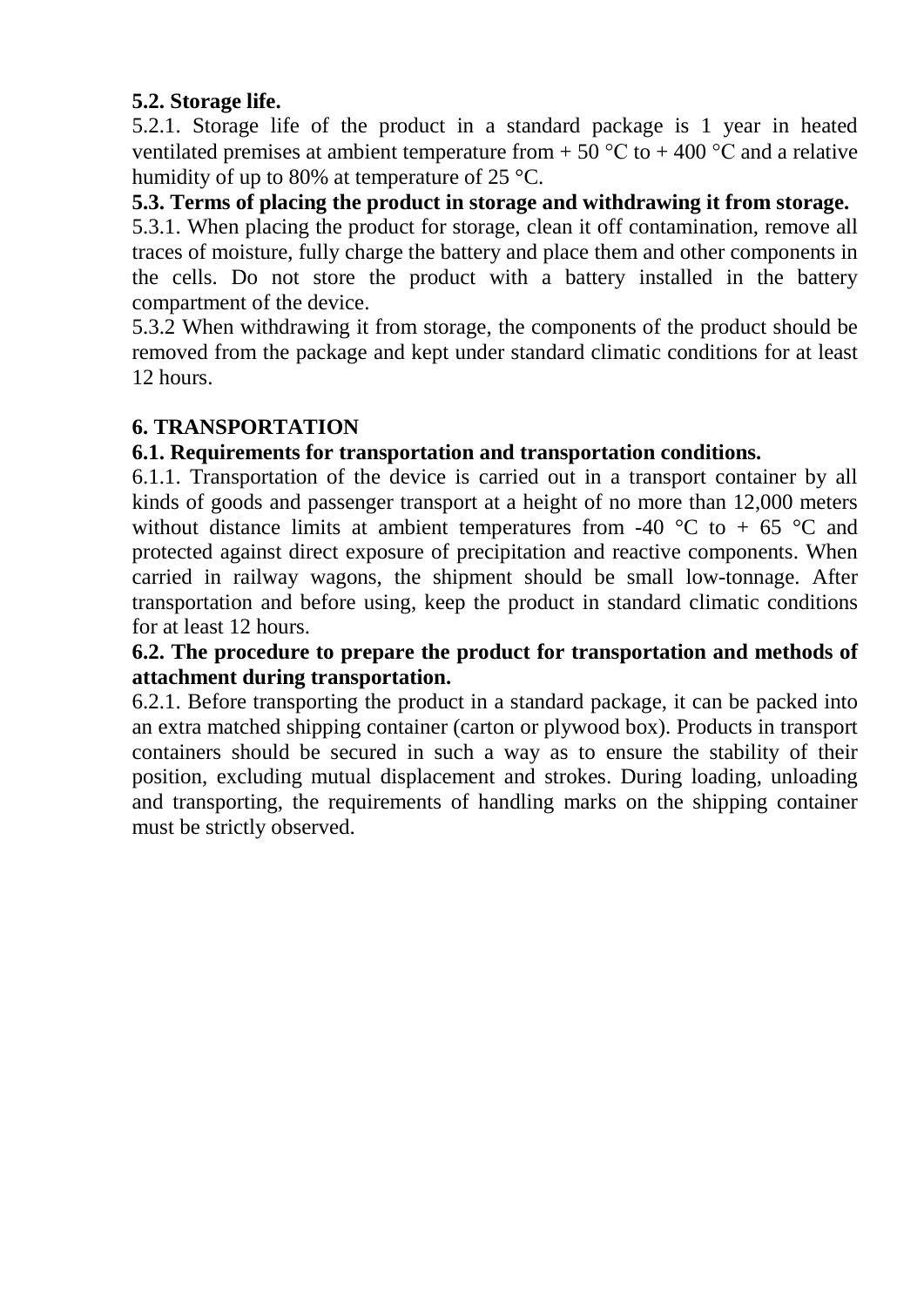**5.2. Storage life.**

5.2.1. Storage life of the product in a standard package is 1 year in heated ventilated premises at ambient temperature from + 50 °C to + 400 °C and a relative humidity of up to 80% at temperature of 25 °C.

**5.3. Terms of placing the product in storage and withdrawing it from storage.**

5.3.1. When placing the product for storage, clean it off contamination, remove all traces of moisture, fully charge the battery and place them and other components in the cells. Do not store the product with a battery installed in the battery compartment of the device.

5.3.2 When withdrawing it from storage, the components of the product should be removed from the package and kept under standard climatic conditions for at least 12 hours.

## 6. TRANSPORTATION

**6.1. Requirements for transportation and transportation conditions.**

6.1.1. Transportation of the device is carried out in a transport container by all kinds of goods and passenger transport at a height of no more than 12,000 meters without distance limits at ambient temperatures from -40 °C to + 65 °C and protected against direct exposure of precipitation and reactive components. When carried in railway wagons, the shipment should be small low-tonnage. After transportation and before using, keep the product in standard climatic conditions for at least 12 hours.

**6.2. The procedure to prepare the product for transportation and methods of attachment during transportation.**

6.2.1. Before transporting the product in a standard package, it can be packed into an extra matched shipping container (carton or plywood box). Products in transport containers should be secured in such a way as to ensure the stability of their position, excluding mutual displacement and strokes. During loading, unloading and transporting, the requirements of handling marks on the shipping container must be strictly observed.